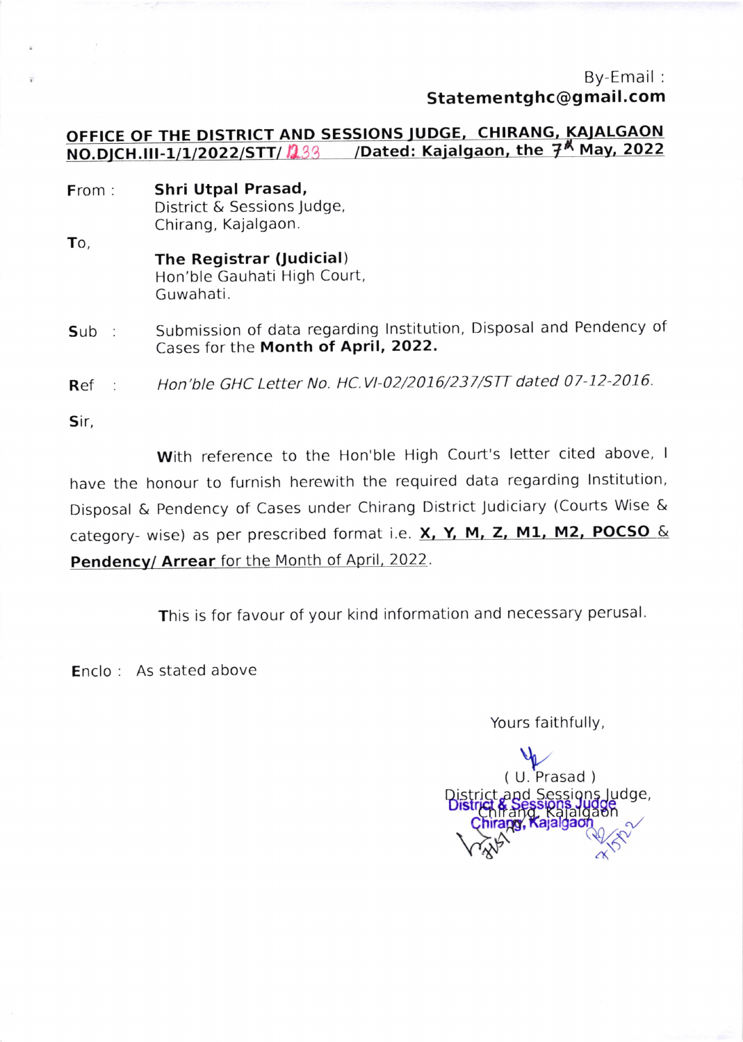By-Email :
**Statementghc@gmail.com**

**OFFICE OF THE DISTRICT AND SESSIONS JUDGE, CHIRANG, KAJALGAON**
**NO.DJCH.III-1/1/2022/STT/ 1233 /Dated: Kajalgaon, the 7th May, 2022**

**From :** **Shri Utpal Prasad,**
District & Sessions Judge,
Chirang, Kajalgaon.

**To,**
**The Registrar (Judicial)**
Hon'ble Gauhati High Court,
Guwahati.

**Sub :** Submission of data regarding Institution, Disposal and Pendency of Cases for the **Month of April, 2022.**

**Ref :** *Hon'ble GHC Letter No. HC.VI-02/2016/237/STT dated 07-12-2016.*

**Sir,**

**With** reference to the Hon'ble High Court's letter cited above, I have the honour to furnish herewith the required data regarding Institution, Disposal & Pendency of Cases under Chirang District Judiciary (Courts Wise & category- wise) as per prescribed format i.e. **X, Y, M, Z, M1, M2, POCSO** & **Pendency/ Arrear** for the Month of April, 2022.

**This** is for favour of your kind information and necessary perusal.

**Enclo :** As stated above

Yours faithfully,

( U. Prasad )
District and Sessions Judge,
Chirang, Kajalgaon

District & Sessions Judge
Chirang, Kajalgaon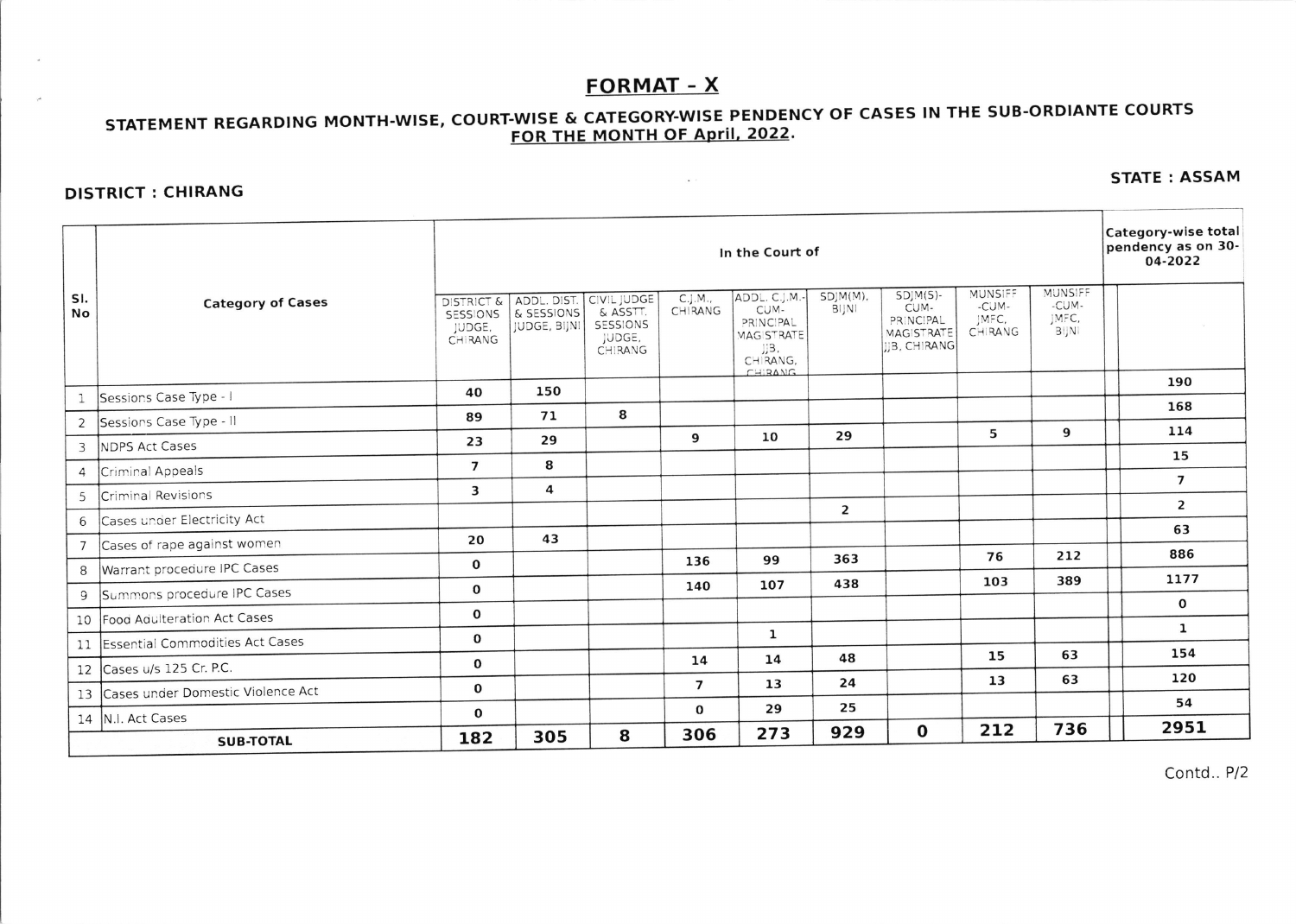# FORMAT - X

## STATEMENT REGARDING MONTH-WISE, COURT-WISE & CATEGORY-WISE PENDENCY OF CASES IN THE SUB-ORDIANTE COURTS FOR THE MONTH OF April, 2022.

**DISTRICT : CHIRANG** **STATE : ASSAM**

| Sl. No | Category of Cases | In the Court of | | | | | | | | | Category-wise total pendency as on 30-04-2022 |
|---|---|---|---|---|---|---|---|---|---|---|---|
| | | DISTRICT & SESSIONS JUDGE, CHIRANG | ADDL. DIST. & SESSIONS JUDGE, BIJNI | CIVIL JUDGE & ASSTT. SESSIONS JUDGE, CHIRANG | C.J.M., CHIRANG | ADDL. C.J.M.-CUM-PRINCIPAL MAGISTRATE JJB, CHIRANG, CHIRANG | SDJM(M), BIJNI | SDJM(S)-CUM-PRINCIPAL MAGISTRATE JJB, CHIRANG | MUNSIFF-CUM-JMFC, CHIRANG | MUNSIFF-CUM-JMFC, BIJNI | |
| 1 | Sessions Case Type - I | 40 | 150 | | | | | | | | 190 |
| 2 | Sessions Case Type - II | 89 | 71 | 8 | | | | | | | 168 |
| 3 | NDPS Act Cases | 23 | 29 | | 9 | 10 | 29 | | 5 | 9 | 114 |
| 4 | Criminal Appeals | 7 | 8 | | | | | | | | 15 |
| 5 | Criminal Revisions | 3 | 4 | | | | | | | | 7 |
| 6 | Cases under Electricity Act | | | | | | 2 | | | | 2 |
| 7 | Cases of rape against women | 20 | 43 | | | | | | | | 63 |
| 8 | Warrant procedure IPC Cases | 0 | | | 136 | 99 | 363 | | 76 | 212 | 886 |
| 9 | Summons procedure IPC Cases | 0 | | | 140 | 107 | 438 | | 103 | 389 | 1177 |
| 10 | Food Adulteration Act Cases | 0 | | | | | | | | | 0 |
| 11 | Essential Commodities Act Cases | 0 | | | | 1 | | | | | 1 |
| 12 | Cases u/s 125 Cr. P.C. | 0 | | | 14 | 14 | 48 | | 15 | 63 | 154 |
| 13 | Cases under Domestic Violence Act | 0 | | | 7 | 13 | 24 | | 13 | 63 | 120 |
| 14 | N.I. Act Cases | 0 | | | 0 | 29 | 25 | | | | 54 |
| | **SUB-TOTAL** | **182** | **305** | **8** | **306** | **273** | **929** | **0** | **212** | **736** | **2951** |

Contd.. P/2